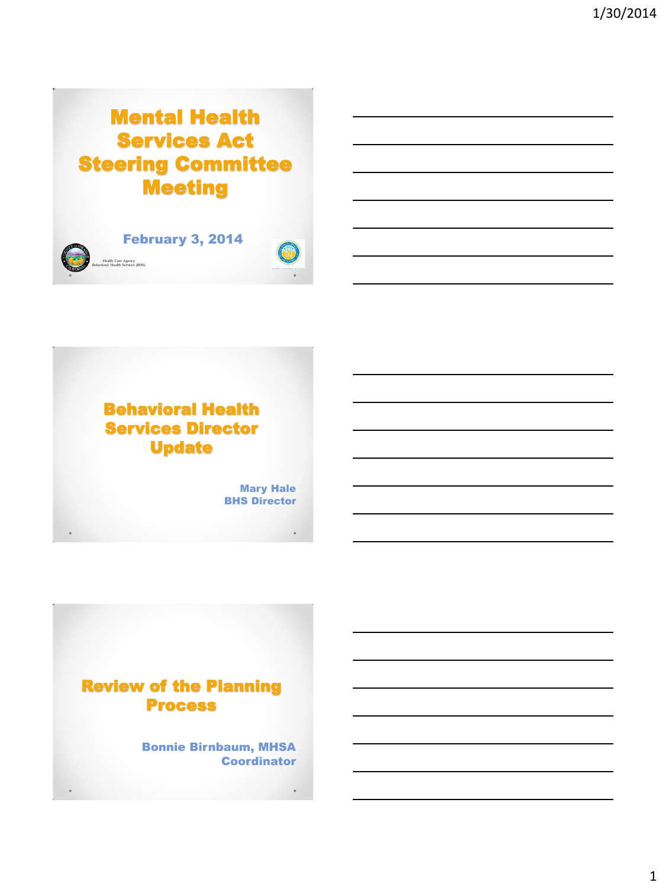# Mental Health Services Act Steering Committee Meeting

February 3, 2014

Health Care Agency
Behavioral Health Services (BHS)

# Behavioral Health Services Director Update

Mary Hale
BHS Director

# Review of the Planning Process

Bonnie Birnbaum, MHSA Coordinator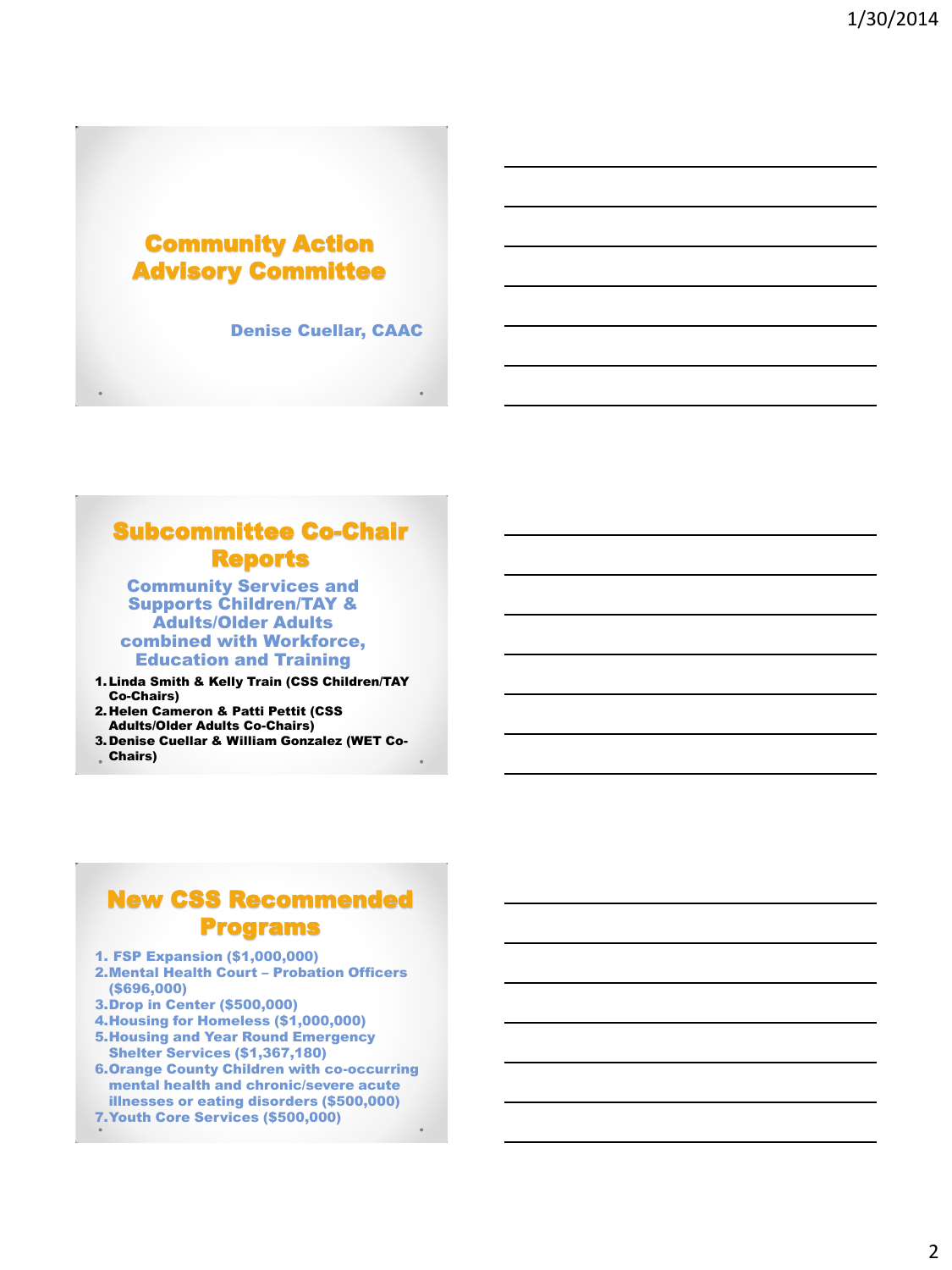# Community Action Advisory Committee

Denise Cuellar, CAAC

# Subcommittee Co-Chair Reports

**Community Services and Supports Children/TAY & Adults/Older Adults combined with Workforce, Education and Training**

1. Linda Smith & Kelly Train (CSS Children/TAY Co-Chairs)
2. Helen Cameron & Patti Pettit (CSS Adults/Older Adults Co-Chairs)
3. Denise Cuellar & William Gonzalez (WET Co-Chairs)

# New CSS Recommended Programs

1. FSP Expansion ($1,000,000)
2. Mental Health Court – Probation Officers ($696,000)
3. Drop in Center ($500,000)
4. Housing for Homeless ($1,000,000)
5. Housing and Year Round Emergency Shelter Services ($1,367,180)
6. Orange County Children with co-occurring mental health and chronic/severe acute illnesses or eating disorders ($500,000)
7. Youth Core Services ($500,000)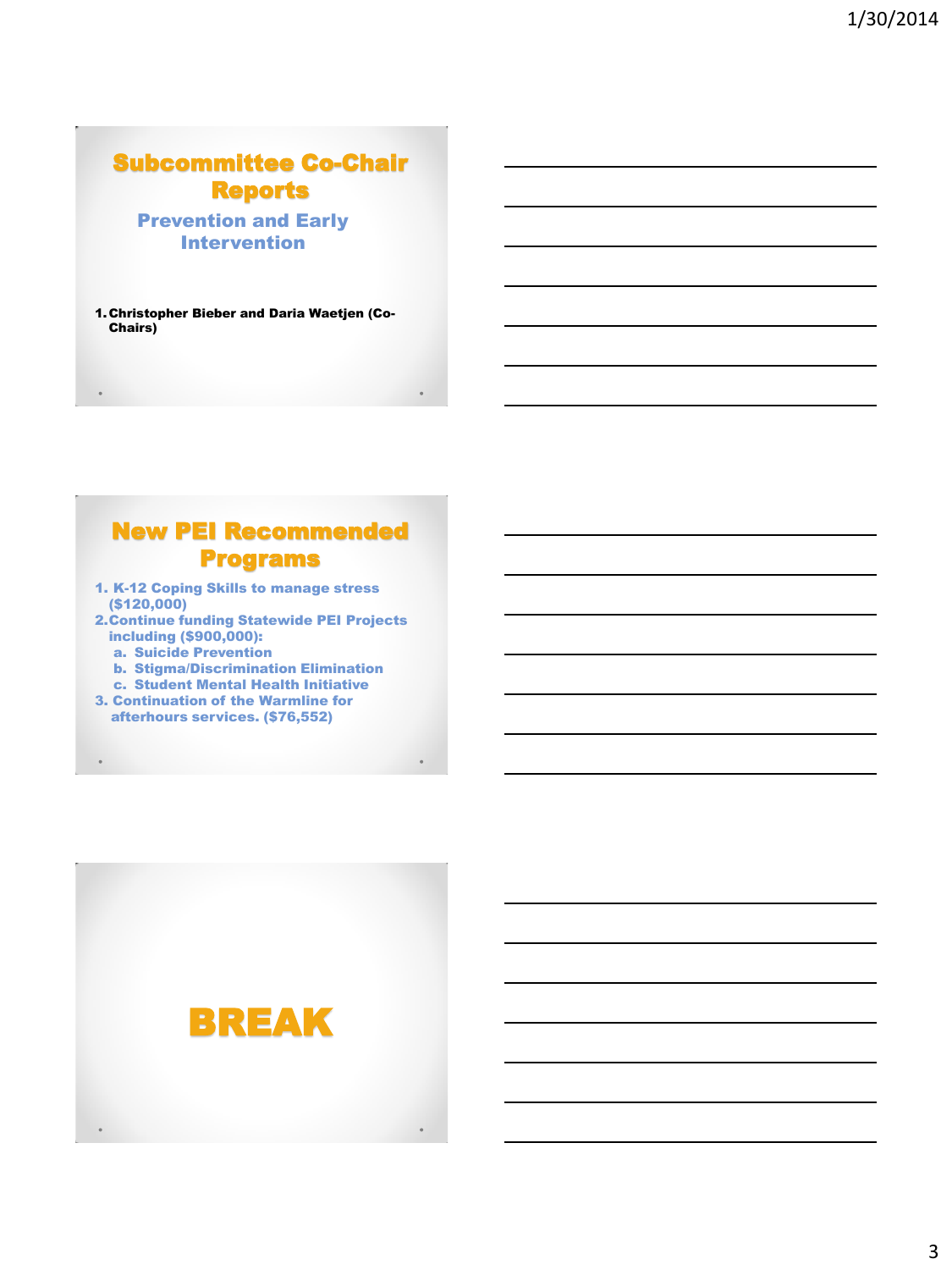## Subcommittee Co-Chair Reports

### Prevention and Early Intervention

1. **Christopher Bieber and Daria Waetjen (Co-Chairs)**

## New PEI Recommended Programs

1. K-12 Coping Skills to manage stress ($120,000)
2. Continue funding Statewide PEI Projects including ($900,000):
   a. Suicide Prevention
   b. Stigma/Discrimination Elimination
   c. Student Mental Health Initiative
3. Continuation of the Warmline for afterhours services. ($76,552)

## BREAK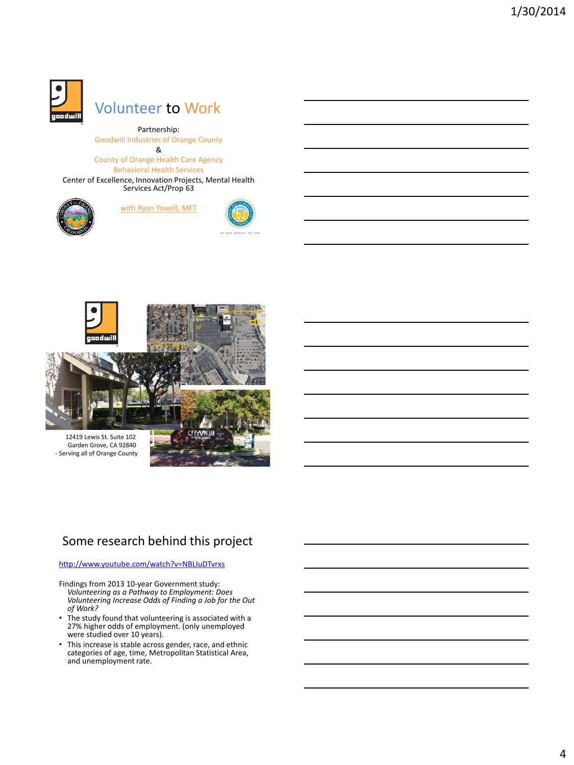# Volunteer to Work

Partnership:
Goodwill Industries of Orange County
&
County of Orange Health Care Agency
Behavioral Health Services
Center of Excellence, Innovation Projects, Mental Health Services Act/Prop 63

with Ryan Yowell, MFT

---

12419 Lewis St. Suite 102
Garden Grove, CA 92840
- Serving all of Orange County

---

## Some research behind this project

http://www.youtube.com/watch?v=NBLIuDTvrxs

Findings from 2013 10-year Government study:
*Volunteering as a Pathway to Employment: Does Volunteering Increase Odds of Finding a Job for the Out of Work?*

- The study found that volunteering is associated with a 27% higher odds of employment. (only unemployed were studied over 10 years).
- This increase is stable across gender, race, and ethnic categories of age, time, Metropolitan Statistical Area, and unemployment rate.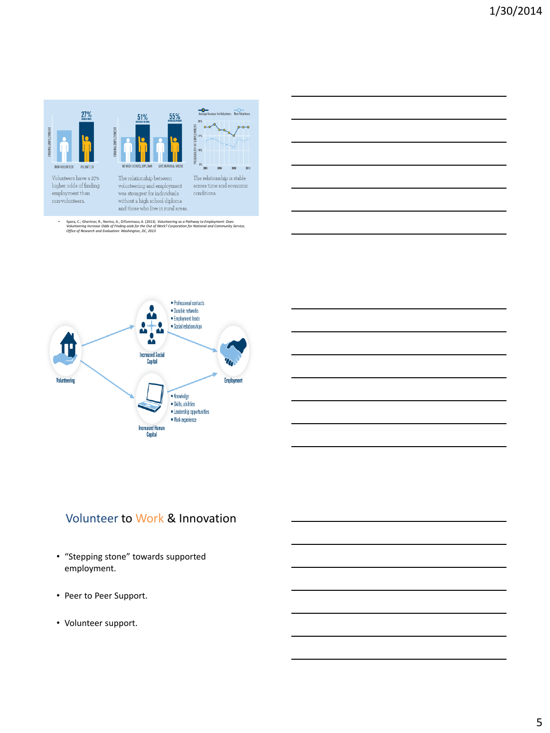FINDING EMPLOYMENT

27% HIGHER ODDS

NON-VOLUNTEER VOLUNTEER

Volunteers have a 27% higher odds of finding employment than non-volunteers.

FINDING EMPLOYMENT

51% INCREASED ODDS 55% INCREASED ODDS

NO HIGH SCHOOL DIPLOMA LIVE IN RURAL AREAS

The relationship between volunteering and employment was strongest for individuals without a high school diploma and those who live in rural areas.

Average Increase for Volunteers Non-Volunteers

PROBABILITY OF EMPLOYMENT

The relationship is stable across time and economic conditions.

- Spera, C.; Ghertner, R., Nerino, A., DiTommaso, A. (2013). *Volunteering as a Pathway to Employment: Does Volunteering Increase Odds of Finding a Job for the Out of Work? Corporation for National and Community Service, Office of Research and Evaluation: Washington, DC, 2013*

Volunteering

Increased Social Capital

- Professional contacts
- Durable networks
- Employment leads
- Social relationships

Increased Human Capital

- Knowledge
- Skills, abilities
- Leadership opportunities
- Work experience

Employment

## Volunteer to Work & Innovation

- "Stepping stone" towards supported employment.
- Peer to Peer Support.
- Volunteer support.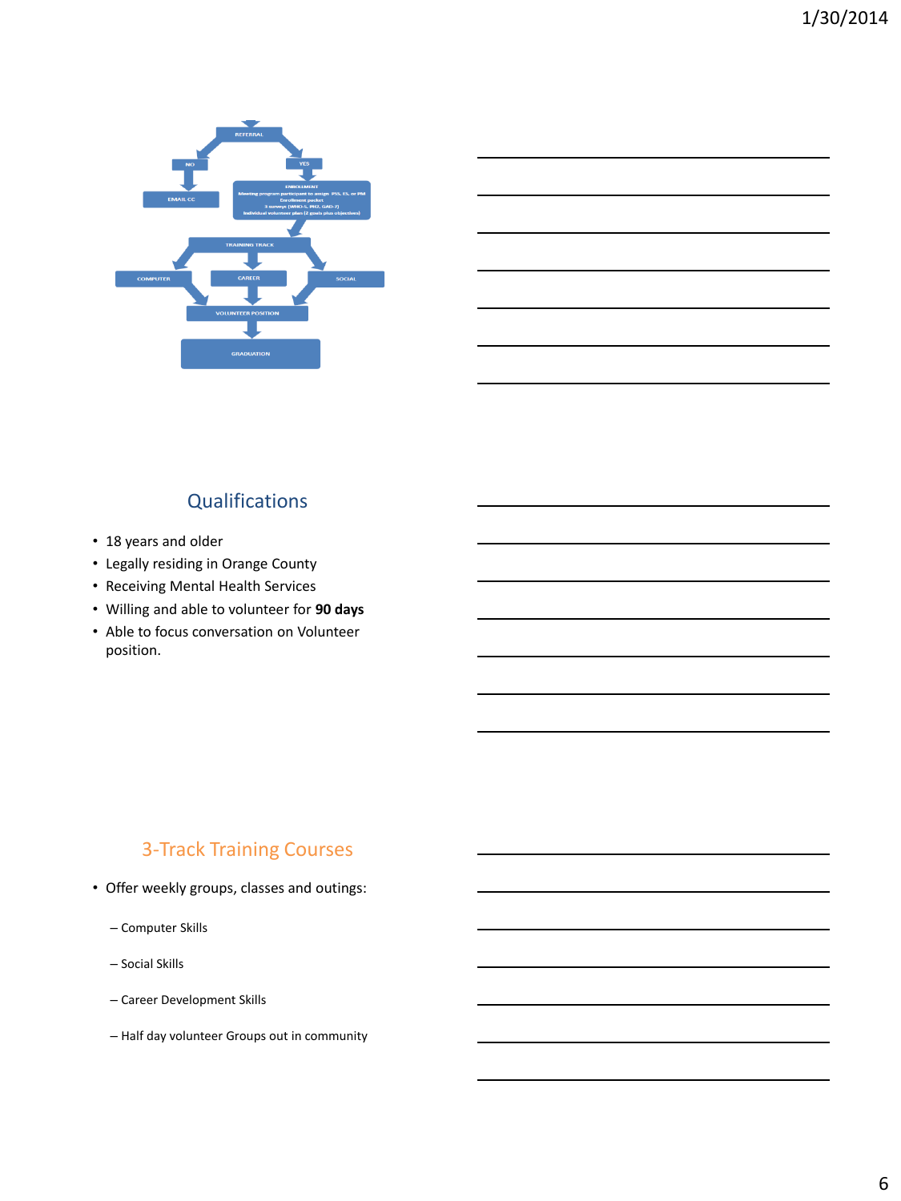REFERRAL

NO → EMAIL CC

YES → ENROLLMENT
Meeting program participant to assign PSS, ES, or PM
Enrollment packet
3 surveys (WHO-5, PHQ, GAD-7)
Individual volunteer plan (2 goals plus objectives)

TRAINING TRACK

COMPUTER | CAREER | SOCIAL

VOLUNTEER POSITION

GRADUATION

## Qualifications

- 18 years and older
- Legally residing in Orange County
- Receiving Mental Health Services
- Willing and able to volunteer for **90 days**
- Able to focus conversation on Volunteer position.

## 3-Track Training Courses

- Offer weekly groups, classes and outings:
  - Computer Skills
  - Social Skills
  - Career Development Skills
  - Half day volunteer Groups out in community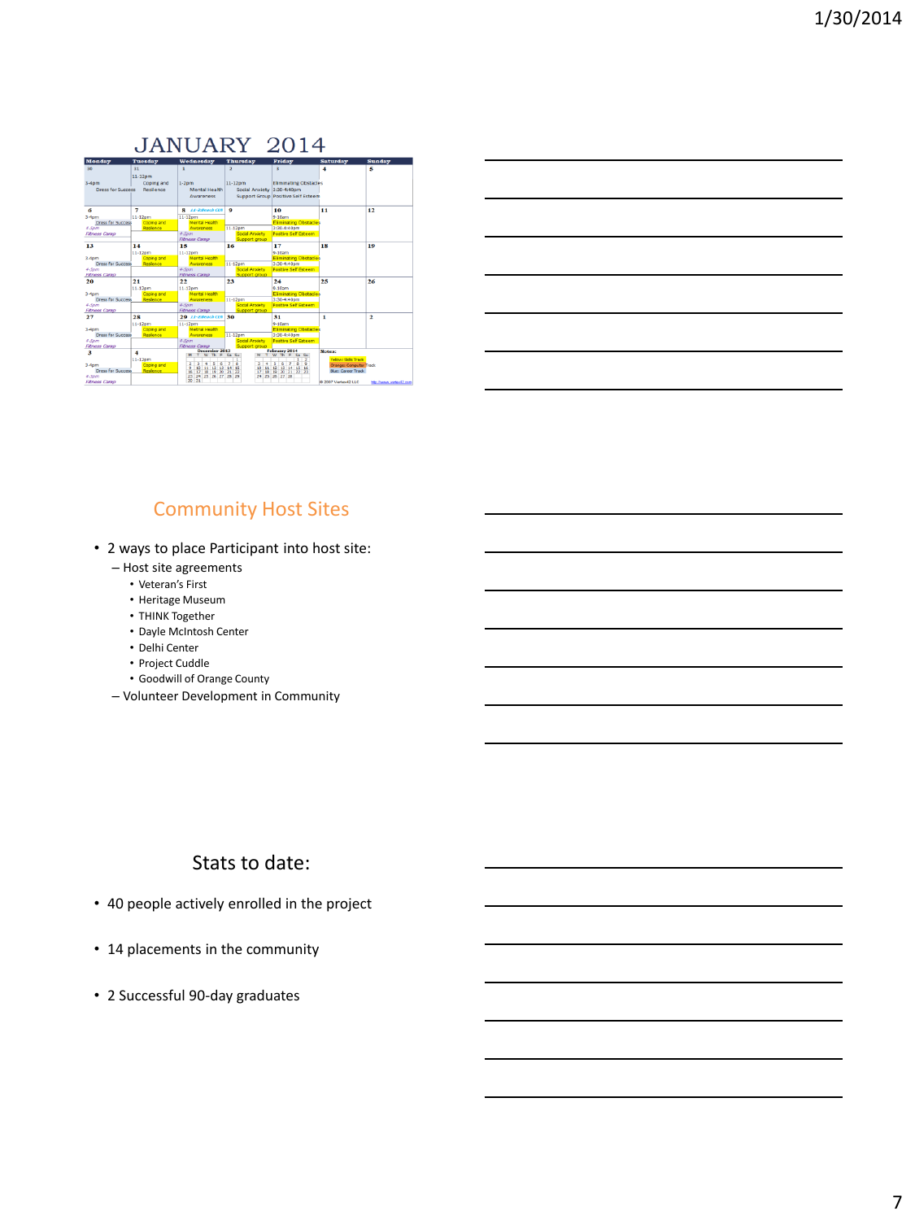# JANUARY 2014

| Monday | Tuesday | Wednesday | Thursday | Friday | Saturday | Sunday |
|---|---|---|---|---|---|---|
| 30<br>3-4pm Dress for Success | 31<br>11-12pm Coping and Resilience | 1<br>1-2pm Mental Health Awareness | 2<br>11-12pm Social Anxiety Support Group | 3<br>Eliminating Obstacles 3:30-4:40pm Positive Self Esteem | 4 | 5 |
| 6<br>3-4pm Dress for Success<br>4-5pm Fitness Camp | 7<br>11-12pm Coping and Resilience | 8<br>11-12pm Mental Health Awareness<br>4-5pm Fitness Camp | 9<br>11-12pm Social Anxiety Support group | 10<br>9-10am Eliminating Obstacles<br>3:30-4:40pm Positive Self Esteem | 11 | 12 |
| 13<br>3-4pm Dress for Success<br>4-5pm Fitness Camp | 14<br>11-12pm Coping and Resilience | 15<br>11-12pm Mental Health Awareness<br>4-5pm Fitness Camp | 16<br>11-12pm Social Anxiety Support group | 17<br>9-10am Eliminating Obstacles<br>3:30-4:40pm Positive Self Esteem | 18 | 19 |
| 20<br>3-4pm Dress for Success<br>4-5pm Fitness Camp | 21<br>11-12pm Coping and Resilience | 22<br>11-12pm Mental Health Awareness<br>4-5pm Fitness Camp | 23<br>11-12pm Social Anxiety Support group | 24<br>9-10am Eliminating Obstacles<br>3:30-4:40pm Positive Self Esteem | 25 | 26 |
| 27<br>3-4pm Dress for Success<br>4-5pm Fitness Camp | 28<br>11-12pm Coping and Resilience | 29<br>11-12pm Mental Health Awareness<br>4-5pm Fitness Camp | 30<br>11-12pm Social Anxiety Support group | 31<br>9-10am Eliminating Obstacles<br>3:30-4:40pm Positive Self Esteem | 1 | 2 |
| 3<br>3-4pm Dress for Success<br>4-5pm Fitness Camp | 4<br>11-12pm Coping and Resilience | December 2013 | | February 2014 | Notes: Yellow: Skills Track; Orange: Computer Track; Blue: Career Track | |

© 2007 Vertex42 LLC

## Community Host Sites

- 2 ways to place Participant into host site:
  - Host site agreements
    - Veteran's First
    - Heritage Museum
    - THINK Together
    - Dayle McIntosh Center
    - Delhi Center
    - Project Cuddle
    - Goodwill of Orange County
  - Volunteer Development in Community

## Stats to date:

- 40 people actively enrolled in the project
- 14 placements in the community
- 2 Successful 90-day graduates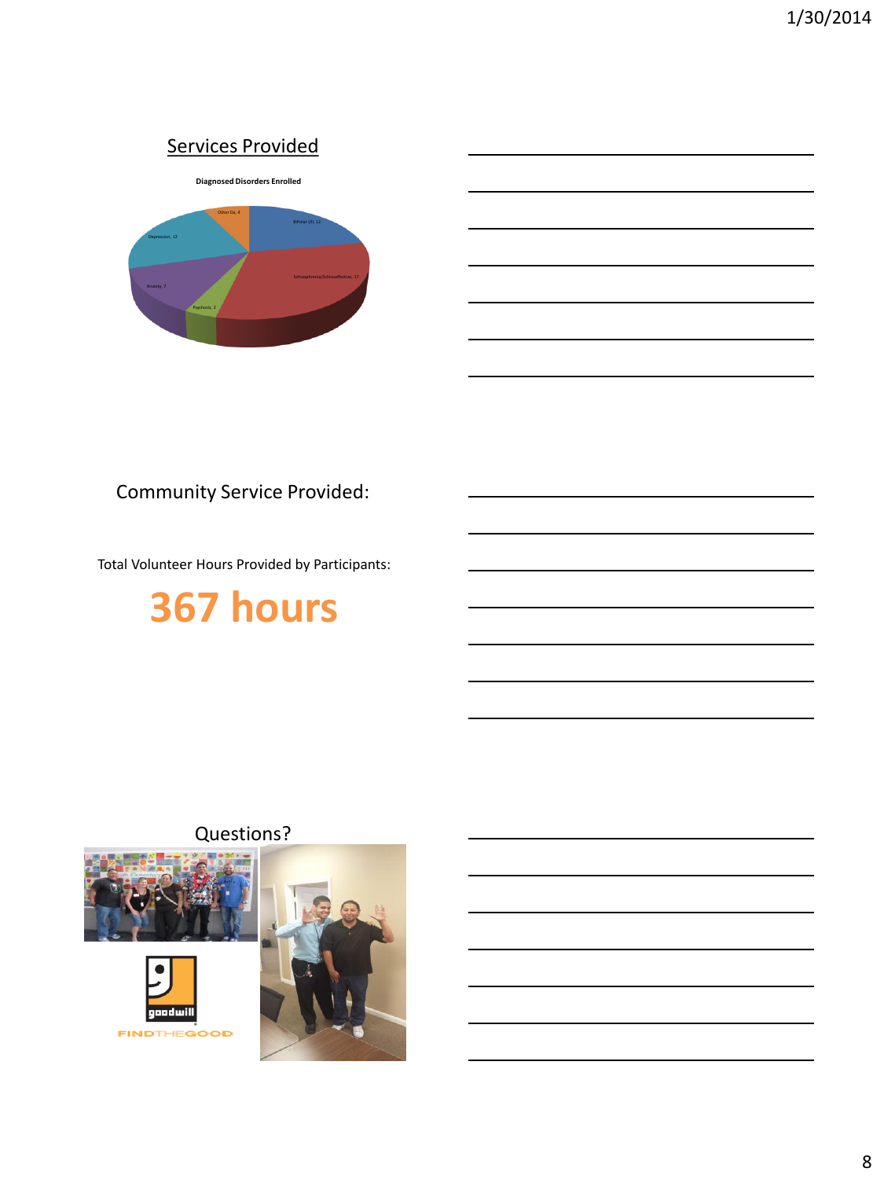## Services Provided

**Diagnosed Disorders Enrolled**

Other Ds, 4

Bipolar I/II, 12

Depression, 12

Schizophrenia/Schizoaffective, 17

Anxiety, 7

Psychosis, 3

Community Service Provided:

Total Volunteer Hours Provided by Participants:

**367 hours**

Questions?

goodwill

FINDTHEGOOD